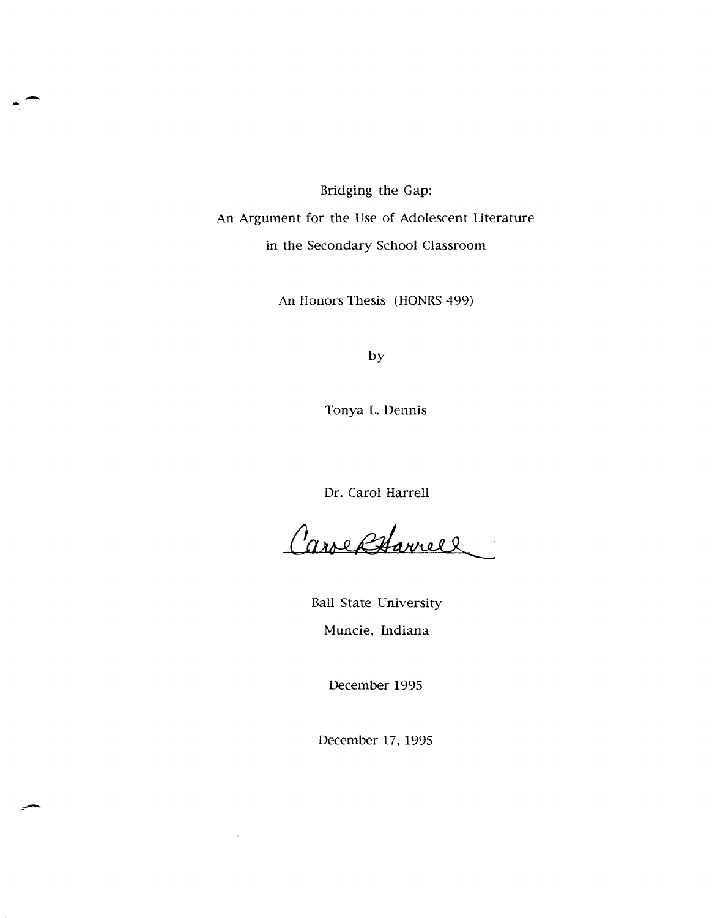Bridging the Gap:

An Argument for the Use of Adolescent Literature

in the Secondary School Classroom

An Honors Thesis (HONRS 499)

by

Tonya L. Dennis

Dr. Carol Harrell

Carol Harrell

Ball State University

Muncie, Indiana

December 1995

December 17, 1995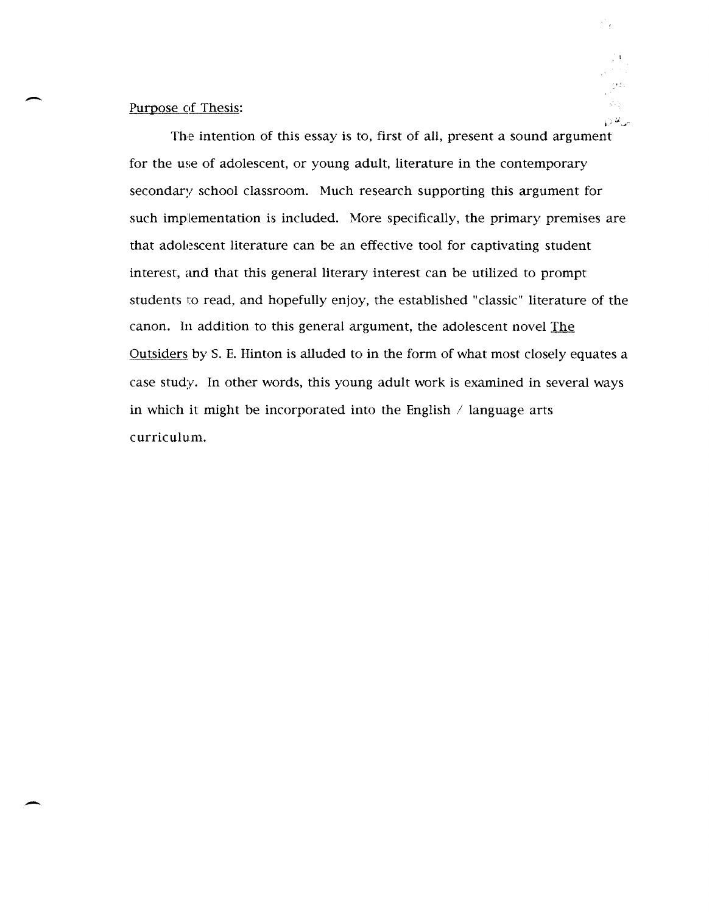Purpose of Thesis:

The intention of this essay is to, first of all, present a sound argument for the use of adolescent, or young adult, literature in the contemporary secondary school classroom. Much research supporting this argument for such implementation is included. More specifically, the primary premises are that adolescent literature can be an effective tool for captivating student interest, and that this general literary interest can be utilized to prompt students to read, and hopefully enjoy, the established "classic" literature of the canon. In addition to this general argument, the adolescent novel The Outsiders by S. E. Hinton is alluded to in the form of what most closely equates a case study. In other words, this young adult work is examined in several ways in which it might be incorporated into the English / language arts curriculum.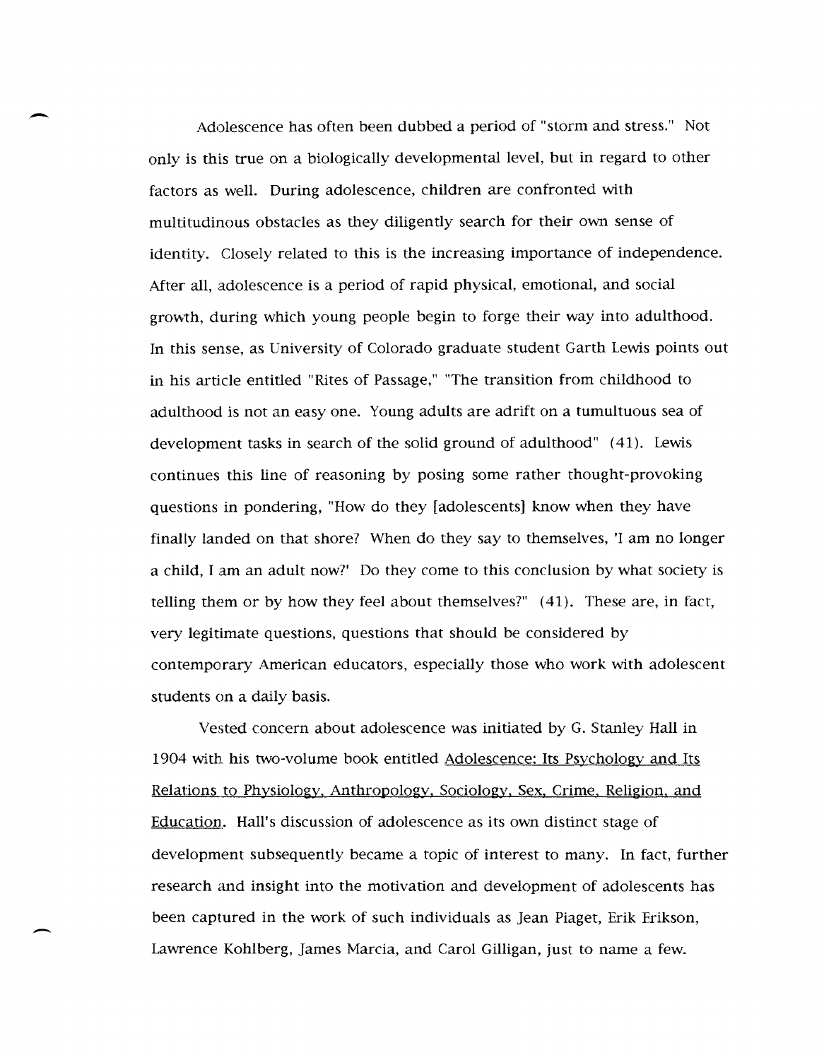Adolescence has often been dubbed a period of "storm and stress." Not only is this true on a biologically developmental level, but in regard to other factors as well. During adolescence, children are confronted with multitudinous obstacles as they diligently search for their own sense of identity. Closely related to this is the increasing importance of independence. After all, adolescence is a period of rapid physical, emotional, and social growth, during which young people begin to forge their way into adulthood. In this sense, as University of Colorado graduate student Garth Lewis points out in his article entitled "Rites of Passage," "The transition from childhood to adulthood is not an easy one. Young adults are adrift on a tumultuous sea of development tasks in search of the solid ground of adulthood" (41). Lewis continues this line of reasoning by posing some rather thought-provoking questions in pondering, "How do they [adolescents] know when they have finally landed on that shore? When do they say to themselves, 'I am no longer a child, I am an adult now?' Do they come to this conclusion by what society is telling them or by how they feel about themselves?" (41). These are, in fact, very legitimate questions, questions that should be considered by contemporary American educators, especially those who work with adolescent students on a daily basis.

Vested concern about adolescence was initiated by G. Stanley Hall in 1904 with his two-volume book entitled Adolescence: Its Psychology and Its Relations to Physiology, Anthropology, Sociology, Sex, Crime, Religion, and Education. Hall's discussion of adolescence as its own distinct stage of development subsequently became a topic of interest to many. In fact, further research and insight into the motivation and development of adolescents has been captured in the work of such individuals as Jean Piaget, Erik Erikson, Lawrence Kohlberg, James Marcia, and Carol Gilligan, just to name a few.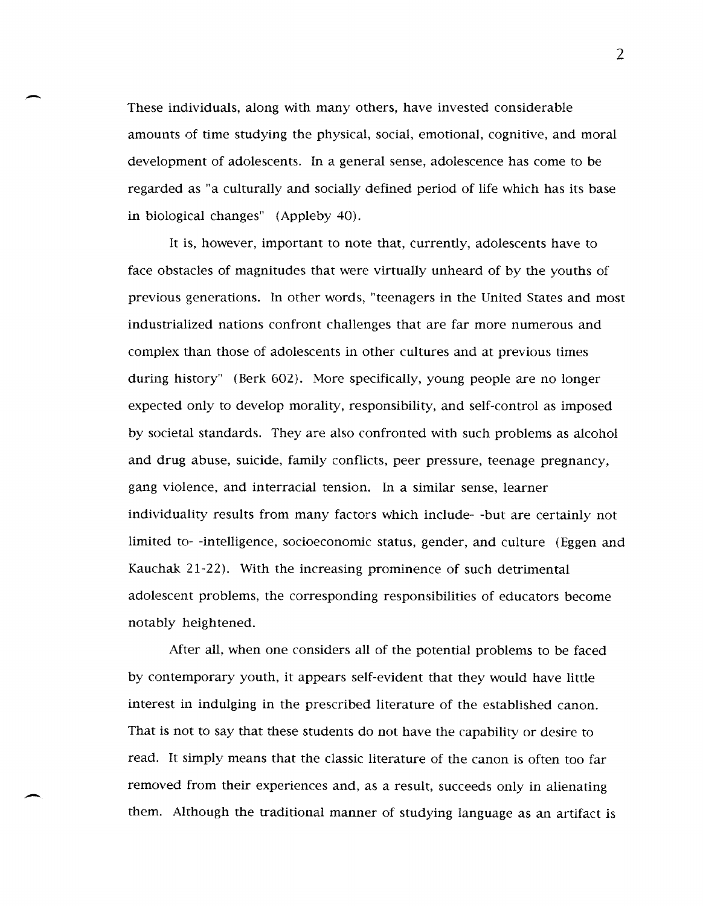These individuals, along with many others, have invested considerable amounts of time studying the physical, social, emotional, cognitive, and moral development of adolescents. In a general sense, adolescence has come to be regarded as "a culturally and socially defined period of life which has its base in biological changes" (Appleby 40).

It is, however, important to note that, currently, adolescents have to face obstacles of magnitudes that were virtually unheard of by the youths of previous generations. In other words, "teenagers in the United States and most industrialized nations confront challenges that are far more numerous and complex than those of adolescents in other cultures and at previous times during history" (Berk 602). More specifically, young people are no longer expected only to develop morality, responsibility, and self-control as imposed by societal standards. They are also confronted with such problems as alcohol and drug abuse, suicide, family conflicts, peer pressure, teenage pregnancy, gang violence, and interracial tension. In a similar sense, learner individuality results from many factors which include- -but are certainly not limited to- -intelligence, socioeconomic status, gender, and culture (Eggen and Kauchak 21-22). With the increasing prominence of such detrimental adolescent problems, the corresponding responsibilities of educators become notably heightened.

After all, when one considers all of the potential problems to be faced by contemporary youth, it appears self-evident that they would have little interest in indulging in the prescribed literature of the established canon. That is not to say that these students do not have the capability or desire to read. It simply means that the classic literature of the canon is often too far removed from their experiences and, as a result, succeeds only in alienating them. Although the traditional manner of studying language as an artifact is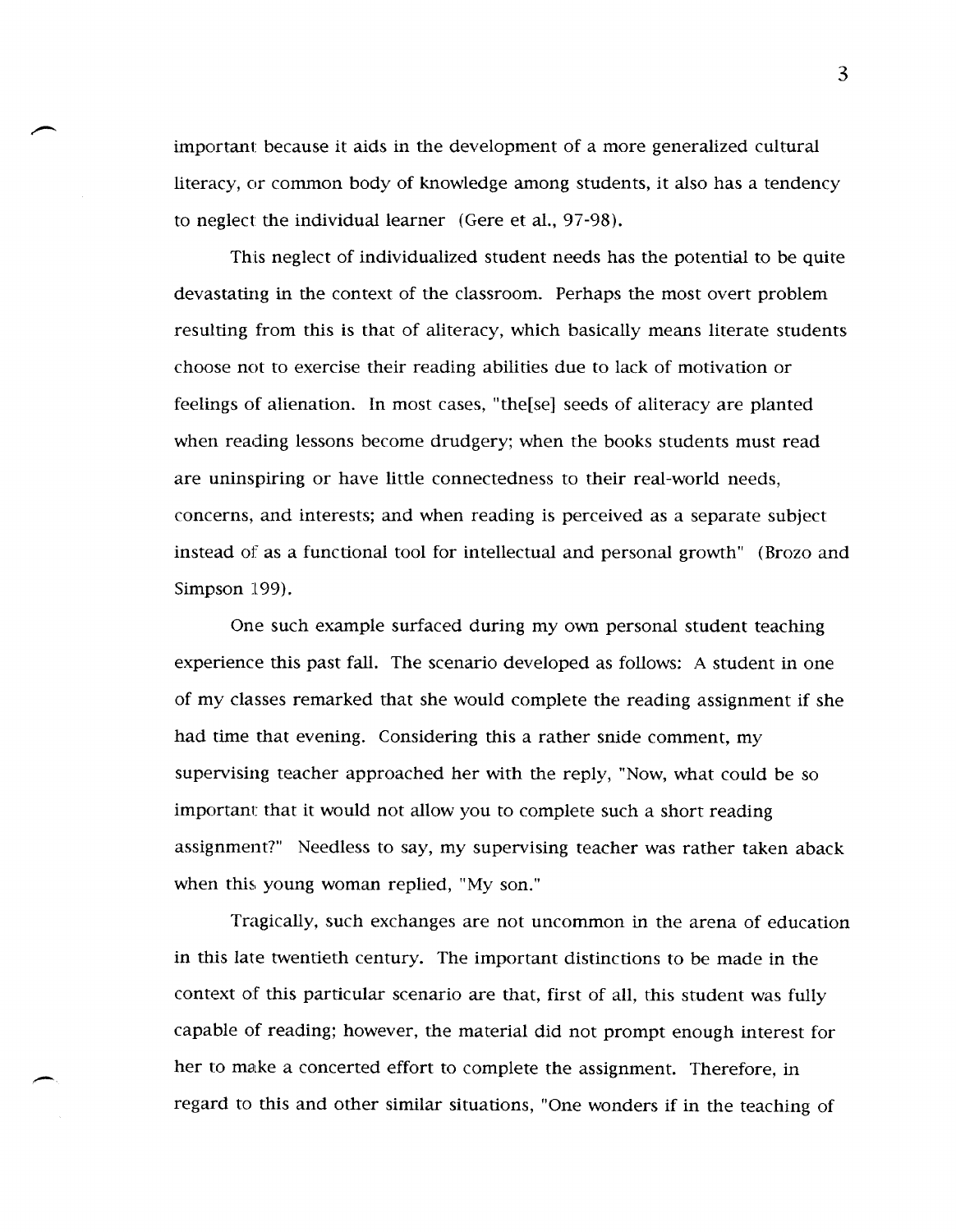important because it aids in the development of a more generalized cultural literacy, or common body of knowledge among students, it also has a tendency to neglect the individual learner (Gere et al., 97-98).

This neglect of individualized student needs has the potential to be quite devastating in the context of the classroom. Perhaps the most overt problem resulting from this is that of aliteracy, which basically means literate students choose not to exercise their reading abilities due to lack of motivation or feelings of alienation. In most cases, "the[se] seeds of aliteracy are planted when reading lessons become drudgery; when the books students must read are uninspiring or have little connectedness to their real-world needs, concerns, and interests; and when reading is perceived as a separate subject instead of as a functional tool for intellectual and personal growth" (Brozo and Simpson 199).

One such example surfaced during my own personal student teaching experience this past fall. The scenario developed as follows: A student in one of my classes remarked that she would complete the reading assignment if she had time that evening. Considering this a rather snide comment, my supervising teacher approached her with the reply, "Now, what could be so important that it would not allow you to complete such a short reading assignment?" Needless to say, my supervising teacher was rather taken aback when this young woman replied, "My son."

Tragically, such exchanges are not uncommon in the arena of education in this late twentieth century. The important distinctions to be made in the context of this particular scenario are that, first of all, this student was fully capable of reading; however, the material did not prompt enough interest for her to make a concerted effort to complete the assignment. Therefore, in regard to this and other similar situations, "One wonders if in the teaching of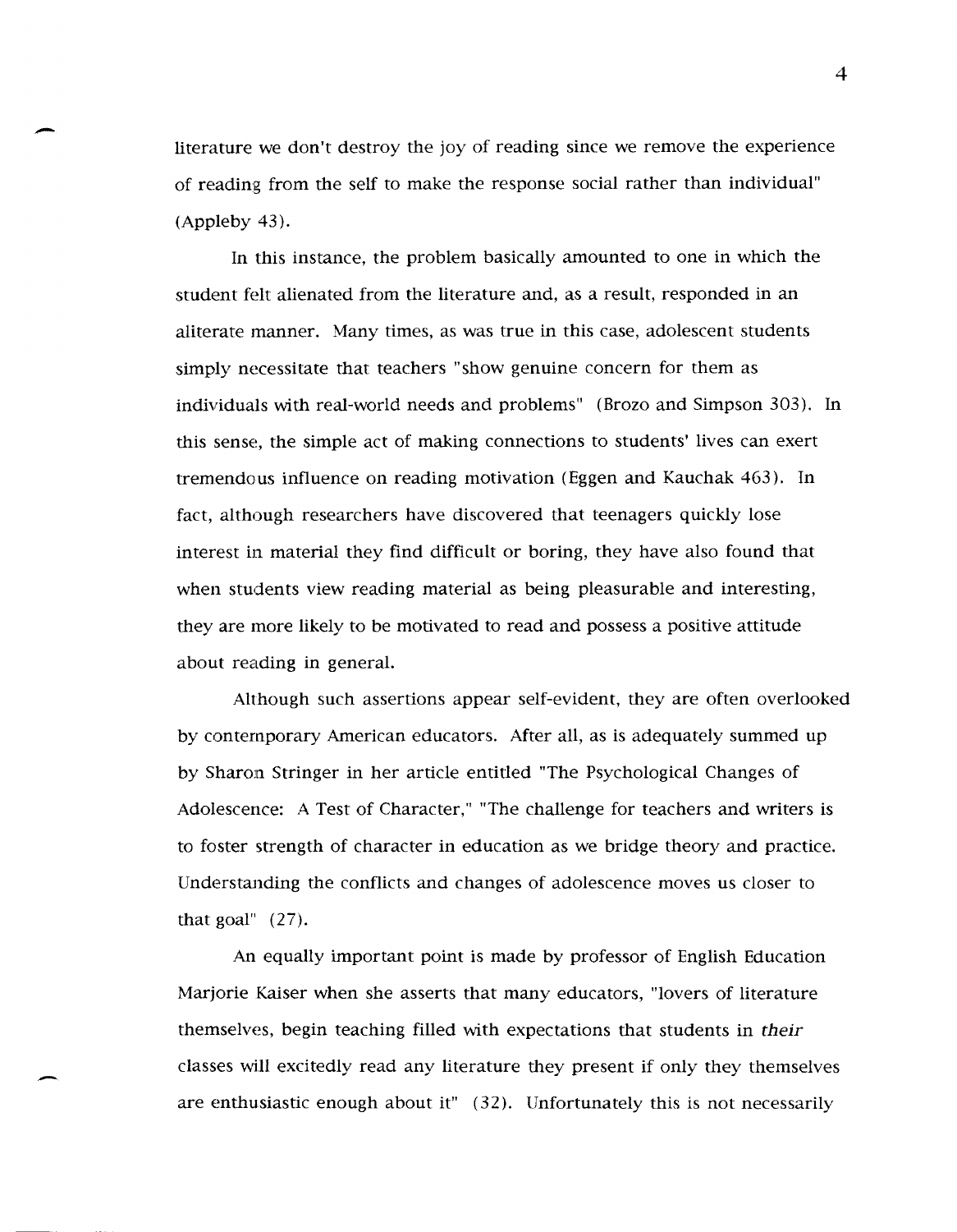literature we don't destroy the joy of reading since we remove the experience of reading from the self to make the response social rather than individual" (Appleby 43).

In this instance, the problem basically amounted to one in which the student felt alienated from the literature and, as a result, responded in an aliterate manner. Many times, as was true in this case, adolescent students simply necessitate that teachers "show genuine concern for them as individuals with real-world needs and problems" (Brozo and Simpson 303). In this sense, the simple act of making connections to students' lives can exert tremendous influence on reading motivation (Eggen and Kauchak 463). In fact, although researchers have discovered that teenagers quickly lose interest in material they find difficult or boring, they have also found that when students view reading material as being pleasurable and interesting, they are more likely to be motivated to read and possess a positive attitude about reading in general.

Although such assertions appear self-evident, they are often overlooked by contemporary American educators. After all, as is adequately summed up by Sharon Stringer in her article entitled "The Psychological Changes of Adolescence: A Test of Character," "The challenge for teachers and writers is to foster strength of character in education as we bridge theory and practice. Understanding the conflicts and changes of adolescence moves us closer to that goal" (27).

An equally important point is made by professor of English Education Marjorie Kaiser when she asserts that many educators, "lovers of literature themselves, begin teaching filled with expectations that students in *their* classes will excitedly read any literature they present if only they themselves are enthusiastic enough about it" (32). Unfortunately this is not necessarily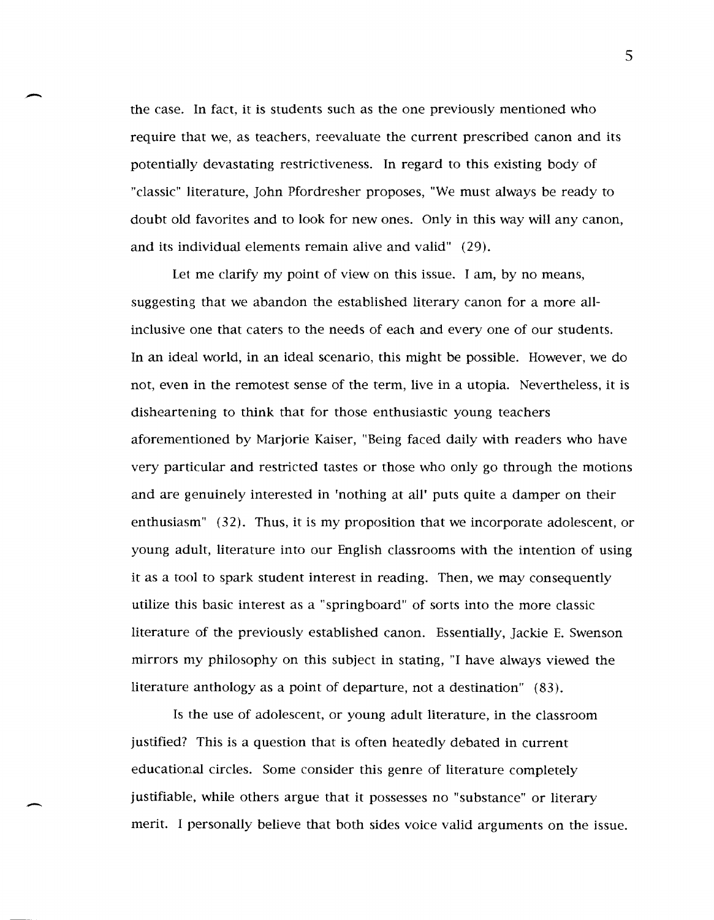the case. In fact, it is students such as the one previously mentioned who require that we, as teachers, reevaluate the current prescribed canon and its potentially devastating restrictiveness. In regard to this existing body of "classic" literature, John Pfordresher proposes, "We must always be ready to doubt old favorites and to look for new ones. Only in this way will any canon, and its individual elements remain alive and valid" (29).

Let me clarify my point of view on this issue. I am, by no means, suggesting that we abandon the established literary canon for a more all-inclusive one that caters to the needs of each and every one of our students. In an ideal world, in an ideal scenario, this might be possible. However, we do not, even in the remotest sense of the term, live in a utopia. Nevertheless, it is disheartening to think that for those enthusiastic young teachers aforementioned by Marjorie Kaiser, "Being faced daily with readers who have very particular and restricted tastes or those who only go through the motions and are genuinely interested in 'nothing at all' puts quite a damper on their enthusiasm" (32). Thus, it is my proposition that we incorporate adolescent, or young adult, literature into our English classrooms with the intention of using it as a tool to spark student interest in reading. Then, we may consequently utilize this basic interest as a "springboard" of sorts into the more classic literature of the previously established canon. Essentially, Jackie E. Swenson mirrors my philosophy on this subject in stating, "I have always viewed the literature anthology as a point of departure, not a destination" (83).

Is the use of adolescent, or young adult literature, in the classroom justified? This is a question that is often heatedly debated in current educational circles. Some consider this genre of literature completely justifiable, while others argue that it possesses no "substance" or literary merit. I personally believe that both sides voice valid arguments on the issue.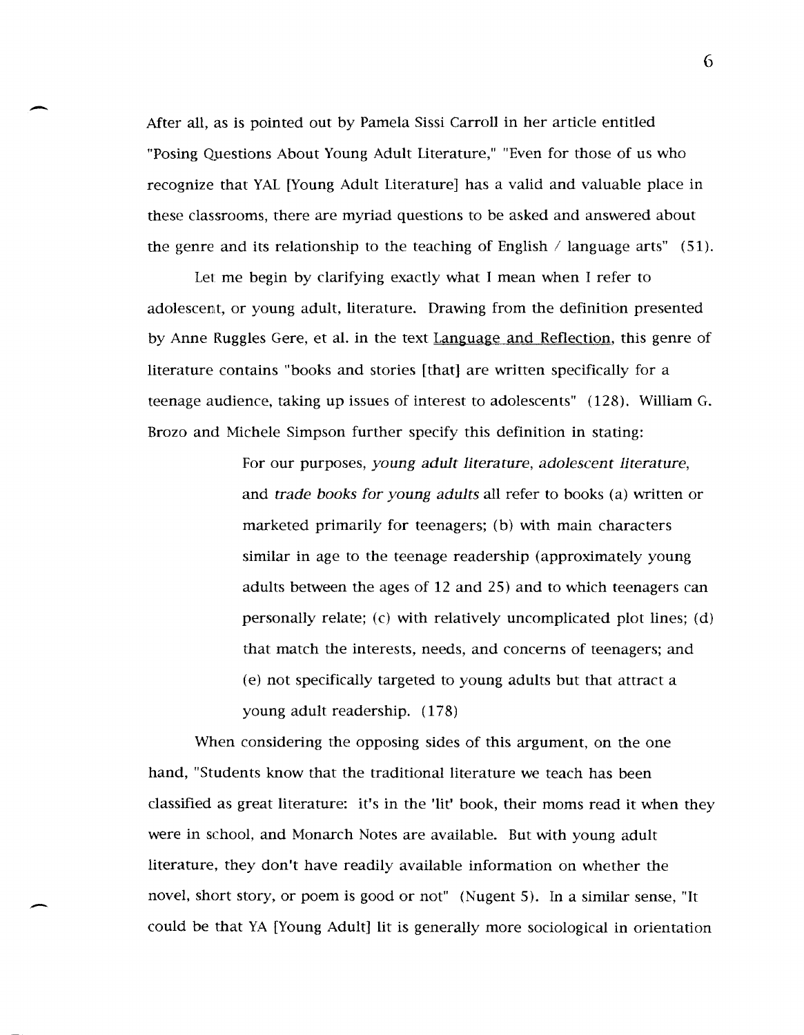After all, as is pointed out by Pamela Sissi Carroll in her article entitled "Posing Questions About Young Adult Literature," "Even for those of us who recognize that YAL [Young Adult Literature] has a valid and valuable place in these classrooms, there are myriad questions to be asked and answered about the genre and its relationship to the teaching of English / language arts" (51).

Let me begin by clarifying exactly what I mean when I refer to adolescent, or young adult, literature. Drawing from the definition presented by Anne Ruggles Gere, et al. in the text Language and Reflection, this genre of literature contains "books and stories [that] are written specifically for a teenage audience, taking up issues of interest to adolescents" (128). William G. Brozo and Michele Simpson further specify this definition in stating:

> For our purposes, *young adult literature*, *adolescent literature*, and *trade books for young adults* all refer to books (a) written or marketed primarily for teenagers; (b) with main characters similar in age to the teenage readership (approximately young adults between the ages of 12 and 25) and to which teenagers can personally relate; (c) with relatively uncomplicated plot lines; (d) that match the interests, needs, and concerns of teenagers; and (e) not specifically targeted to young adults but that attract a young adult readership. (178)

When considering the opposing sides of this argument, on the one hand, "Students know that the traditional literature we teach has been classified as great literature: it's in the 'lit' book, their moms read it when they were in school, and Monarch Notes are available. But with young adult literature, they don't have readily available information on whether the novel, short story, or poem is good or not" (Nugent 5). In a similar sense, "It could be that YA [Young Adult] lit is generally more sociological in orientation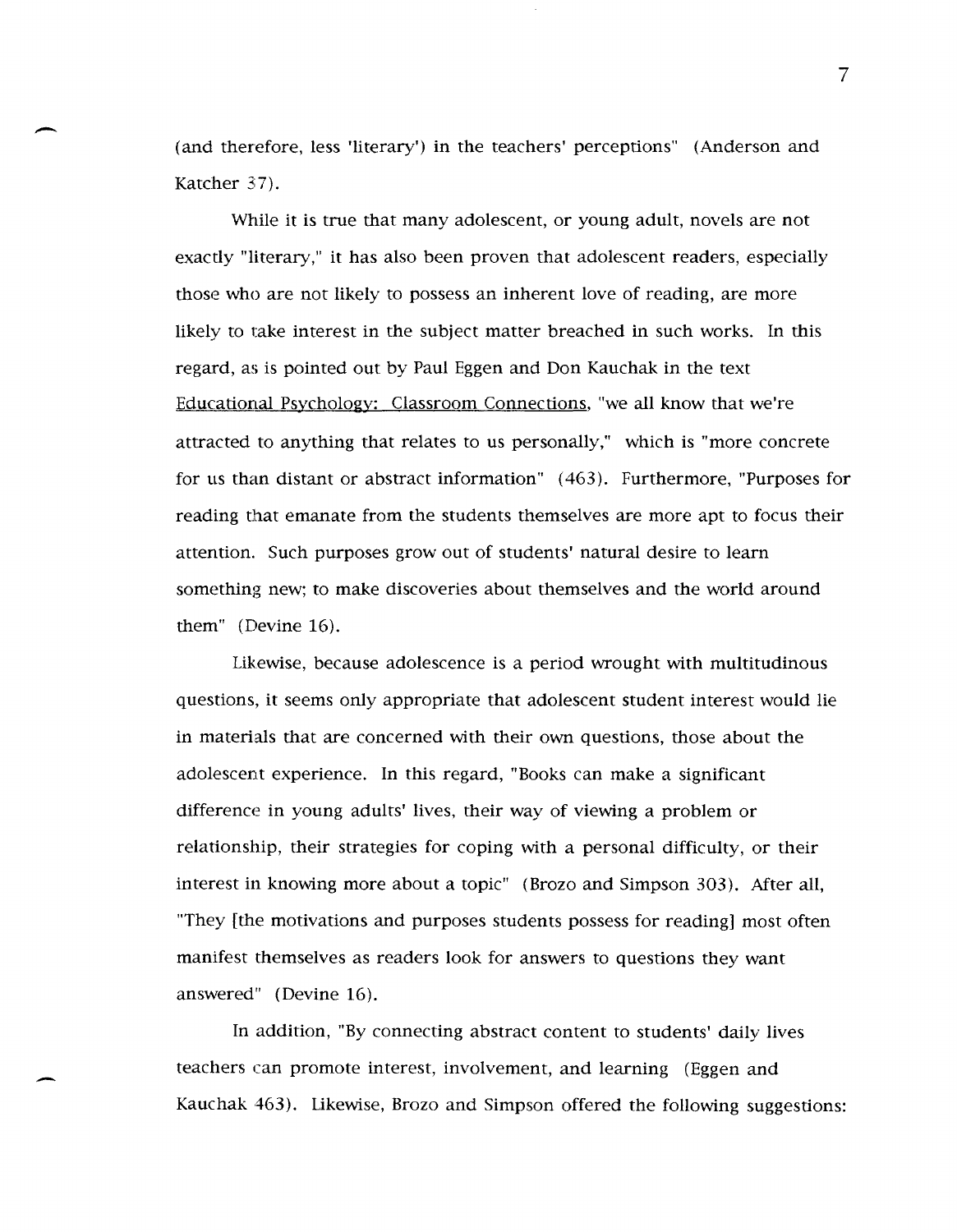(and therefore, less 'literary') in the teachers' perceptions" (Anderson and Katcher 37).

While it is true that many adolescent, or young adult, novels are not exactly "literary," it has also been proven that adolescent readers, especially those who are not likely to possess an inherent love of reading, are more likely to take interest in the subject matter breached in such works. In this regard, as is pointed out by Paul Eggen and Don Kauchak in the text Educational Psychology: Classroom Connections, "we all know that we're attracted to anything that relates to us personally," which is "more concrete for us than distant or abstract information" (463). Furthermore, "Purposes for reading that emanate from the students themselves are more apt to focus their attention. Such purposes grow out of students' natural desire to learn something new; to make discoveries about themselves and the world around them" (Devine 16).

Likewise, because adolescence is a period wrought with multitudinous questions, it seems only appropriate that adolescent student interest would lie in materials that are concerned with their own questions, those about the adolescent experience. In this regard, "Books can make a significant difference in young adults' lives, their way of viewing a problem or relationship, their strategies for coping with a personal difficulty, or their interest in knowing more about a topic" (Brozo and Simpson 303). After all, "They [the motivations and purposes students possess for reading] most often manifest themselves as readers look for answers to questions they want answered" (Devine 16).

In addition, "By connecting abstract content to students' daily lives teachers can promote interest, involvement, and learning (Eggen and Kauchak 463). Likewise, Brozo and Simpson offered the following suggestions: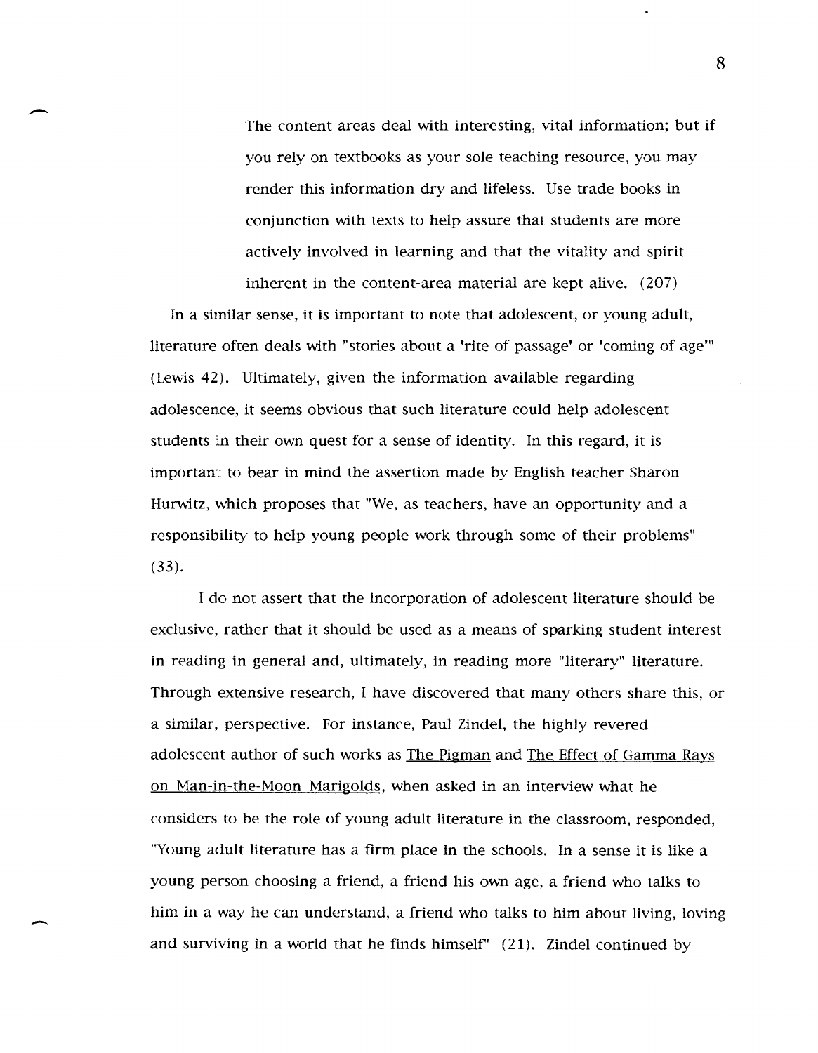> The content areas deal with interesting, vital information; but if you rely on textbooks as your sole teaching resource, you may render this information dry and lifeless. Use trade books in conjunction with texts to help assure that students are more actively involved in learning and that the vitality and spirit inherent in the content-area material are kept alive. (207)

In a similar sense, it is important to note that adolescent, or young adult, literature often deals with "stories about a 'rite of passage' or 'coming of age'" (Lewis 42). Ultimately, given the information available regarding adolescence, it seems obvious that such literature could help adolescent students in their own quest for a sense of identity. In this regard, it is important to bear in mind the assertion made by English teacher Sharon Hurwitz, which proposes that "We, as teachers, have an opportunity and a responsibility to help young people work through some of their problems" (33).

I do not assert that the incorporation of adolescent literature should be exclusive, rather that it should be used as a means of sparking student interest in reading in general and, ultimately, in reading more "literary" literature. Through extensive research, I have discovered that many others share this, or a similar, perspective. For instance, Paul Zindel, the highly revered adolescent author of such works as The Pigman and The Effect of Gamma Rays on Man-in-the-Moon Marigolds, when asked in an interview what he considers to be the role of young adult literature in the classroom, responded, "Young adult literature has a firm place in the schools. In a sense it is like a young person choosing a friend, a friend his own age, a friend who talks to him in a way he can understand, a friend who talks to him about living, loving and surviving in a world that he finds himself" (21). Zindel continued by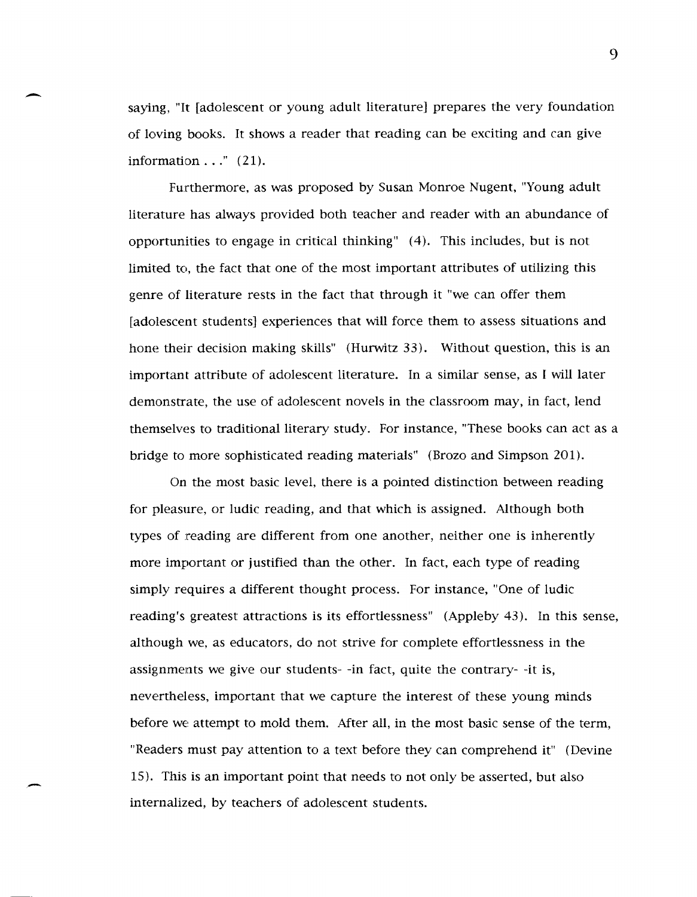saying, "It [adolescent or young adult literature] prepares the very foundation of loving books. It shows a reader that reading can be exciting and can give information . . ." (21).

Furthermore, as was proposed by Susan Monroe Nugent, "Young adult literature has always provided both teacher and reader with an abundance of opportunities to engage in critical thinking" (4). This includes, but is not limited to, the fact that one of the most important attributes of utilizing this genre of literature rests in the fact that through it "we can offer them [adolescent students] experiences that will force them to assess situations and hone their decision making skills" (Hurwitz 33). Without question, this is an important attribute of adolescent literature. In a similar sense, as I will later demonstrate, the use of adolescent novels in the classroom may, in fact, lend themselves to traditional literary study. For instance, "These books can act as a bridge to more sophisticated reading materials" (Brozo and Simpson 201).

On the most basic level, there is a pointed distinction between reading for pleasure, or ludic reading, and that which is assigned. Although both types of reading are different from one another, neither one is inherently more important or justified than the other. In fact, each type of reading simply requires a different thought process. For instance, "One of ludic reading's greatest attractions is its effortlessness" (Appleby 43). In this sense, although we, as educators, do not strive for complete effortlessness in the assignments we give our students- -in fact, quite the contrary- -it is, nevertheless, important that we capture the interest of these young minds before we attempt to mold them. After all, in the most basic sense of the term, "Readers must pay attention to a text before they can comprehend it" (Devine 15). This is an important point that needs to not only be asserted, but also internalized, by teachers of adolescent students.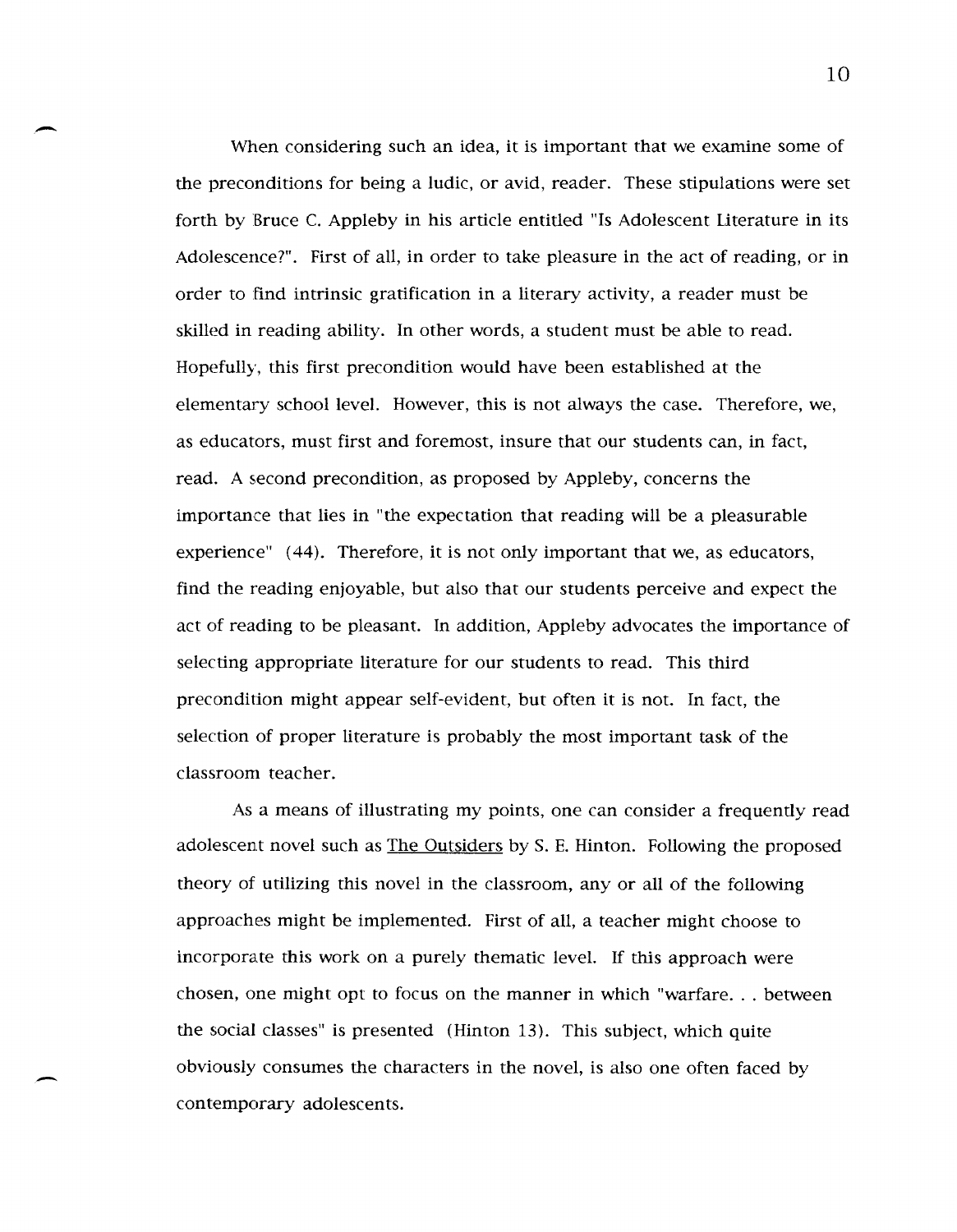When considering such an idea, it is important that we examine some of the preconditions for being a ludic, or avid, reader. These stipulations were set forth by Bruce C. Appleby in his article entitled "Is Adolescent Literature in its Adolescence?". First of all, in order to take pleasure in the act of reading, or in order to find intrinsic gratification in a literary activity, a reader must be skilled in reading ability. In other words, a student must be able to read. Hopefully, this first precondition would have been established at the elementary school level. However, this is not always the case. Therefore, we, as educators, must first and foremost, insure that our students can, in fact, read. A second precondition, as proposed by Appleby, concerns the importance that lies in "the expectation that reading will be a pleasurable experience" (44). Therefore, it is not only important that we, as educators, find the reading enjoyable, but also that our students perceive and expect the act of reading to be pleasant. In addition, Appleby advocates the importance of selecting appropriate literature for our students to read. This third precondition might appear self-evident, but often it is not. In fact, the selection of proper literature is probably the most important task of the classroom teacher.

As a means of illustrating my points, one can consider a frequently read adolescent novel such as <u>The Outsiders</u> by S. E. Hinton. Following the proposed theory of utilizing this novel in the classroom, any or all of the following approaches might be implemented. First of all, a teacher might choose to incorporate this work on a purely thematic level. If this approach were chosen, one might opt to focus on the manner in which "warfare. . . between the social classes" is presented (Hinton 13). This subject, which quite obviously consumes the characters in the novel, is also one often faced by contemporary adolescents.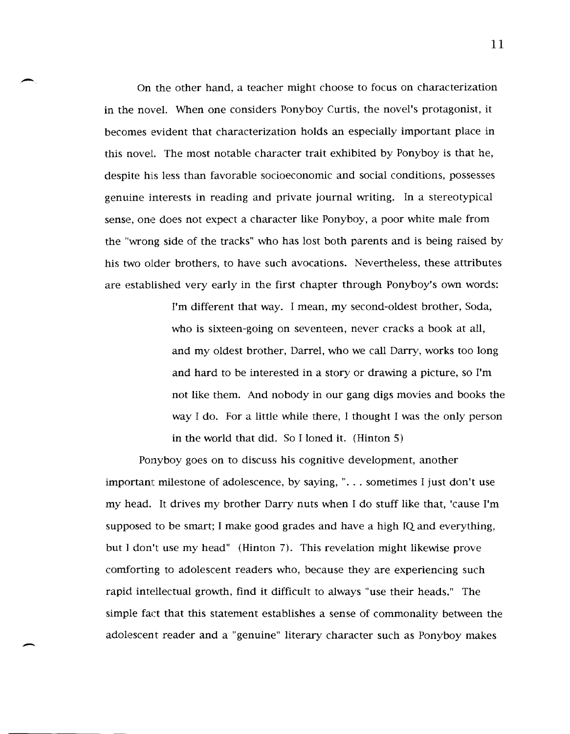On the other hand, a teacher might choose to focus on characterization in the novel. When one considers Ponyboy Curtis, the novel's protagonist, it becomes evident that characterization holds an especially important place in this novel. The most notable character trait exhibited by Ponyboy is that he, despite his less than favorable socioeconomic and social conditions, possesses genuine interests in reading and private journal writing. In a stereotypical sense, one does not expect a character like Ponyboy, a poor white male from the "wrong side of the tracks" who has lost both parents and is being raised by his two older brothers, to have such avocations. Nevertheless, these attributes are established very early in the first chapter through Ponyboy's own words:

> I'm different that way. I mean, my second-oldest brother, Soda, who is sixteen-going on seventeen, never cracks a book at all, and my oldest brother, Darrel, who we call Darry, works too long and hard to be interested in a story or drawing a picture, so I'm not like them. And nobody in our gang digs movies and books the way I do. For a little while there, I thought I was the only person in the world that did. So I loned it. (Hinton 5)

Ponyboy goes on to discuss his cognitive development, another important milestone of adolescence, by saying, ". . . sometimes I just don't use my head. It drives my brother Darry nuts when I do stuff like that, 'cause I'm supposed to be smart; I make good grades and have a high IQ and everything, but I don't use my head" (Hinton 7). This revelation might likewise prove comforting to adolescent readers who, because they are experiencing such rapid intellectual growth, find it difficult to always "use their heads." The simple fact that this statement establishes a sense of commonality between the adolescent reader and a "genuine" literary character such as Ponyboy makes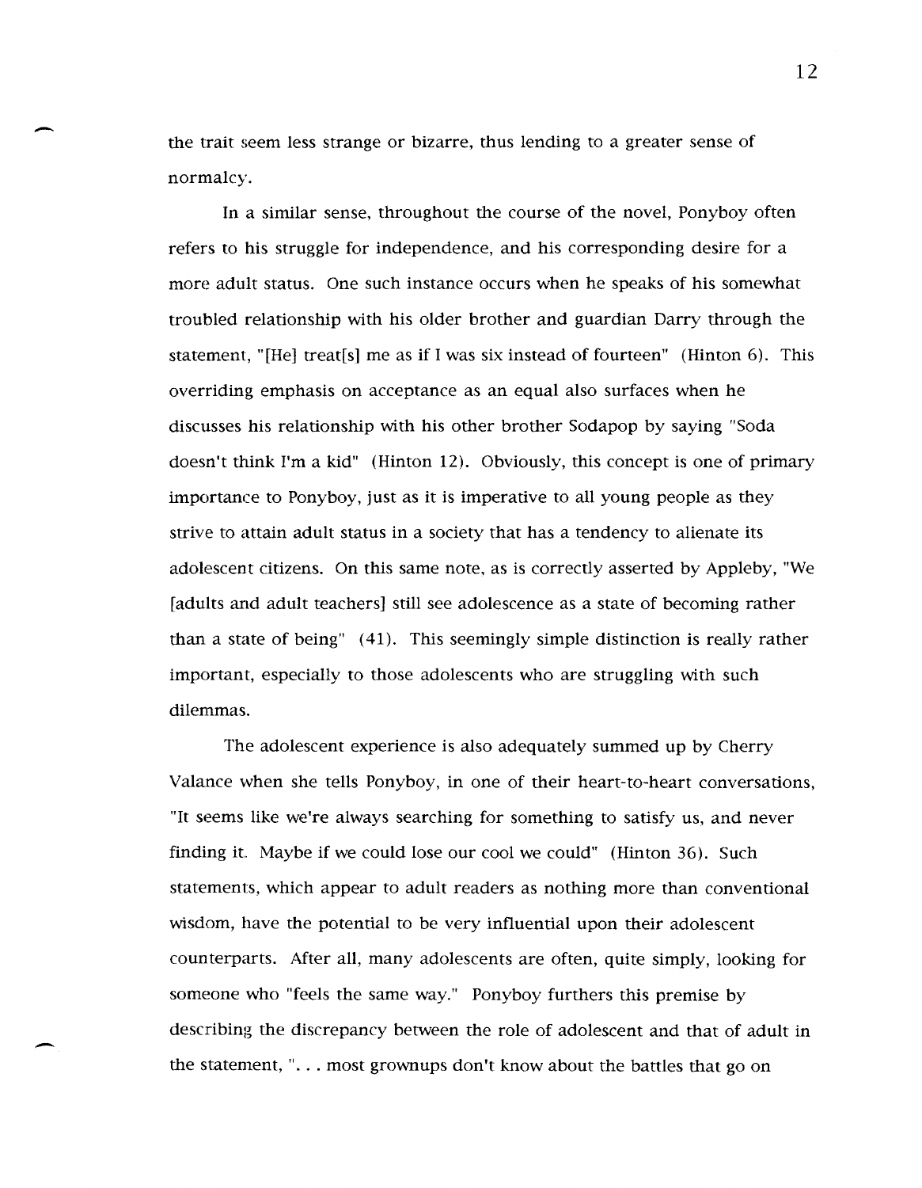the trait seem less strange or bizarre, thus lending to a greater sense of normalcy.

In a similar sense, throughout the course of the novel, Ponyboy often refers to his struggle for independence, and his corresponding desire for a more adult status. One such instance occurs when he speaks of his somewhat troubled relationship with his older brother and guardian Darry through the statement, "[He] treat[s] me as if I was six instead of fourteen" (Hinton 6). This overriding emphasis on acceptance as an equal also surfaces when he discusses his relationship with his other brother Sodapop by saying "Soda doesn't think I'm a kid" (Hinton 12). Obviously, this concept is one of primary importance to Ponyboy, just as it is imperative to all young people as they strive to attain adult status in a society that has a tendency to alienate its adolescent citizens. On this same note, as is correctly asserted by Appleby, "We [adults and adult teachers] still see adolescence as a state of becoming rather than a state of being" (41). This seemingly simple distinction is really rather important, especially to those adolescents who are struggling with such dilemmas.

The adolescent experience is also adequately summed up by Cherry Valance when she tells Ponyboy, in one of their heart-to-heart conversations, "It seems like we're always searching for something to satisfy us, and never finding it. Maybe if we could lose our cool we could" (Hinton 36). Such statements, which appear to adult readers as nothing more than conventional wisdom, have the potential to be very influential upon their adolescent counterparts. After all, many adolescents are often, quite simply, looking for someone who "feels the same way." Ponyboy furthers this premise by describing the discrepancy between the role of adolescent and that of adult in the statement, ". . . most grownups don't know about the battles that go on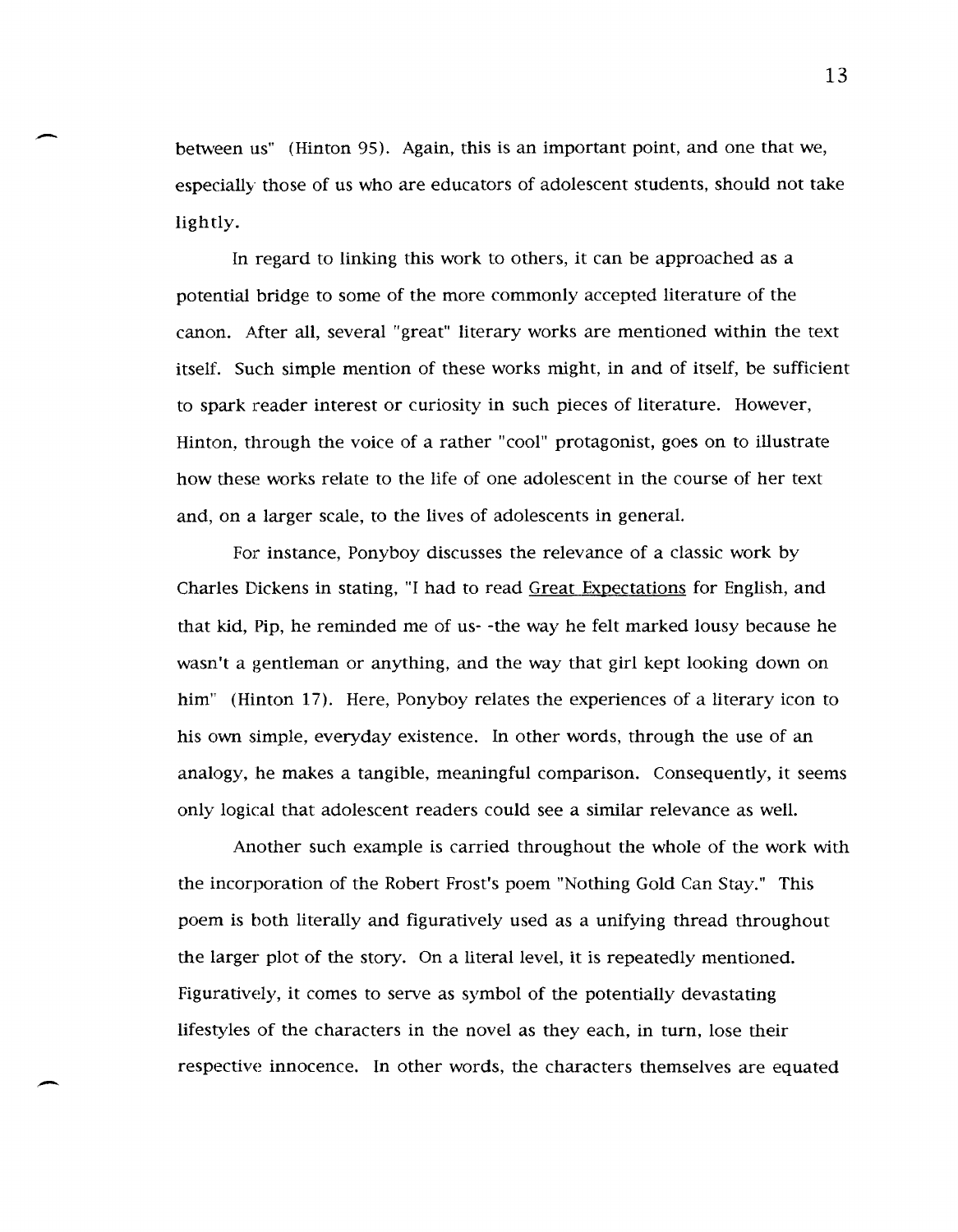between us" (Hinton 95). Again, this is an important point, and one that we, especially those of us who are educators of adolescent students, should not take lightly.

In regard to linking this work to others, it can be approached as a potential bridge to some of the more commonly accepted literature of the canon. After all, several "great" literary works are mentioned within the text itself. Such simple mention of these works might, in and of itself, be sufficient to spark reader interest or curiosity in such pieces of literature. However, Hinton, through the voice of a rather "cool" protagonist, goes on to illustrate how these works relate to the life of one adolescent in the course of her text and, on a larger scale, to the lives of adolescents in general.

For instance, Ponyboy discusses the relevance of a classic work by Charles Dickens in stating, "I had to read Great Expectations for English, and that kid, Pip, he reminded me of us- -the way he felt marked lousy because he wasn't a gentleman or anything, and the way that girl kept looking down on him" (Hinton 17). Here, Ponyboy relates the experiences of a literary icon to his own simple, everyday existence. In other words, through the use of an analogy, he makes a tangible, meaningful comparison. Consequently, it seems only logical that adolescent readers could see a similar relevance as well.

Another such example is carried throughout the whole of the work with the incorporation of the Robert Frost's poem "Nothing Gold Can Stay." This poem is both literally and figuratively used as a unifying thread throughout the larger plot of the story. On a literal level, it is repeatedly mentioned. Figuratively, it comes to serve as symbol of the potentially devastating lifestyles of the characters in the novel as they each, in turn, lose their respective innocence. In other words, the characters themselves are equated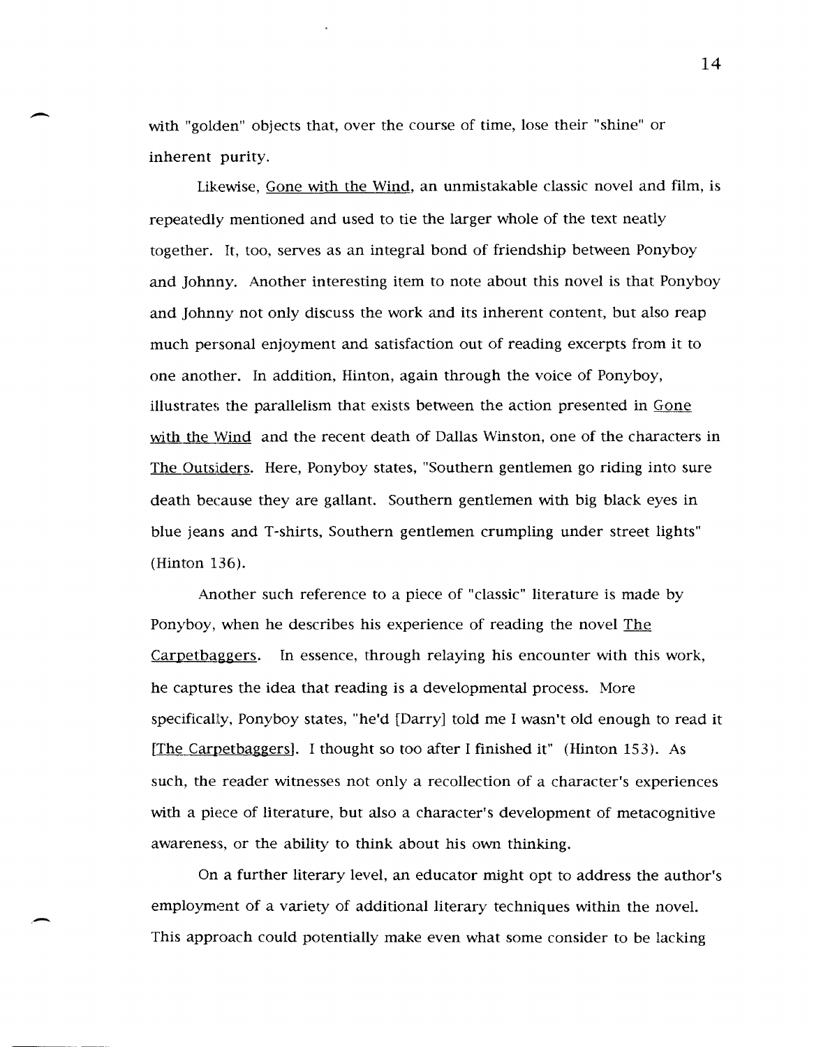with "golden" objects that, over the course of time, lose their "shine" or inherent purity.

Likewise, Gone with the Wind, an unmistakable classic novel and film, is repeatedly mentioned and used to tie the larger whole of the text neatly together. It, too, serves as an integral bond of friendship between Ponyboy and Johnny. Another interesting item to note about this novel is that Ponyboy and Johnny not only discuss the work and its inherent content, but also reap much personal enjoyment and satisfaction out of reading excerpts from it to one another. In addition, Hinton, again through the voice of Ponyboy, illustrates the parallelism that exists between the action presented in Gone with the Wind and the recent death of Dallas Winston, one of the characters in The Outsiders. Here, Ponyboy states, "Southern gentlemen go riding into sure death because they are gallant. Southern gentlemen with big black eyes in blue jeans and T-shirts, Southern gentlemen crumpling under street lights" (Hinton 136).

Another such reference to a piece of "classic" literature is made by Ponyboy, when he describes his experience of reading the novel The Carpetbaggers. In essence, through relaying his encounter with this work, he captures the idea that reading is a developmental process. More specifically, Ponyboy states, "he'd [Darry] told me I wasn't old enough to read it [The Carpetbaggers]. I thought so too after I finished it" (Hinton 153). As such, the reader witnesses not only a recollection of a character's experiences with a piece of literature, but also a character's development of metacognitive awareness, or the ability to think about his own thinking.

On a further literary level, an educator might opt to address the author's employment of a variety of additional literary techniques within the novel. This approach could potentially make even what some consider to be lacking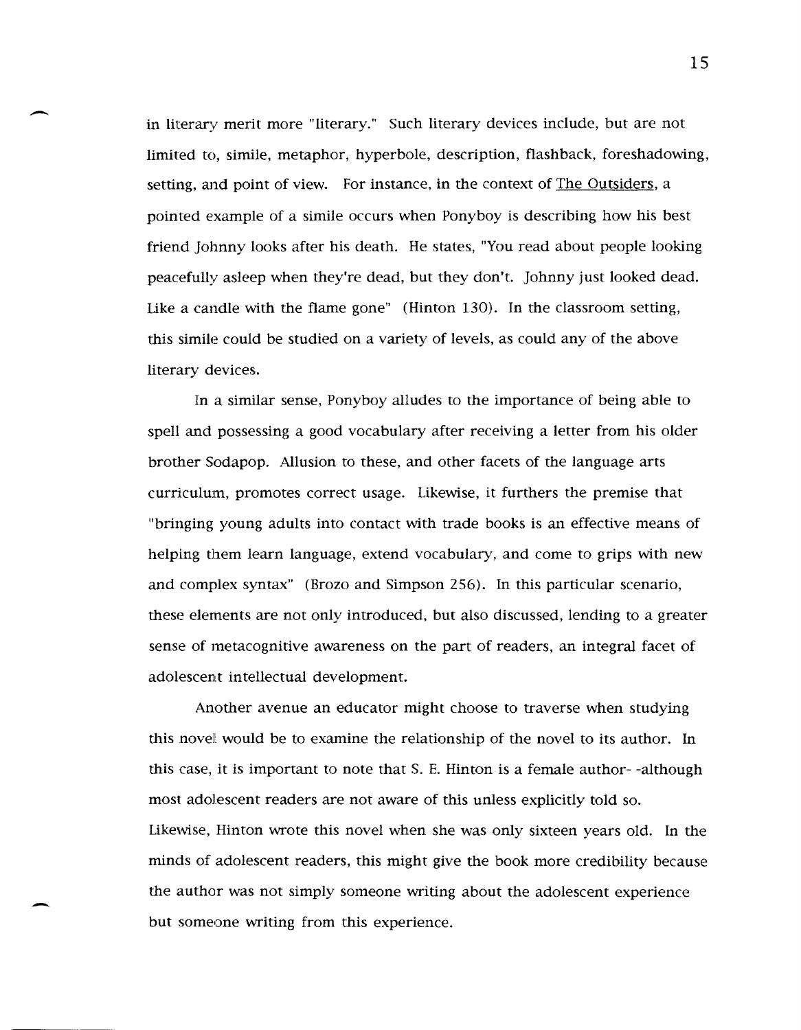in literary merit more "literary." Such literary devices include, but are not limited to, simile, metaphor, hyperbole, description, flashback, foreshadowing, setting, and point of view. For instance, in the context of The Outsiders, a pointed example of a simile occurs when Ponyboy is describing how his best friend Johnny looks after his death. He states, "You read about people looking peacefully asleep when they're dead, but they don't. Johnny just looked dead. Like a candle with the flame gone" (Hinton 130). In the classroom setting, this simile could be studied on a variety of levels, as could any of the above literary devices.

In a similar sense, Ponyboy alludes to the importance of being able to spell and possessing a good vocabulary after receiving a letter from his older brother Sodapop. Allusion to these, and other facets of the language arts curriculum, promotes correct usage. Likewise, it furthers the premise that "bringing young adults into contact with trade books is an effective means of helping them learn language, extend vocabulary, and come to grips with new and complex syntax" (Brozo and Simpson 256). In this particular scenario, these elements are not only introduced, but also discussed, lending to a greater sense of metacognitive awareness on the part of readers, an integral facet of adolescent intellectual development.

Another avenue an educator might choose to traverse when studying this novel would be to examine the relationship of the novel to its author. In this case, it is important to note that S. E. Hinton is a female author- -although most adolescent readers are not aware of this unless explicitly told so. Likewise, Hinton wrote this novel when she was only sixteen years old. In the minds of adolescent readers, this might give the book more credibility because the author was not simply someone writing about the adolescent experience but someone writing from this experience.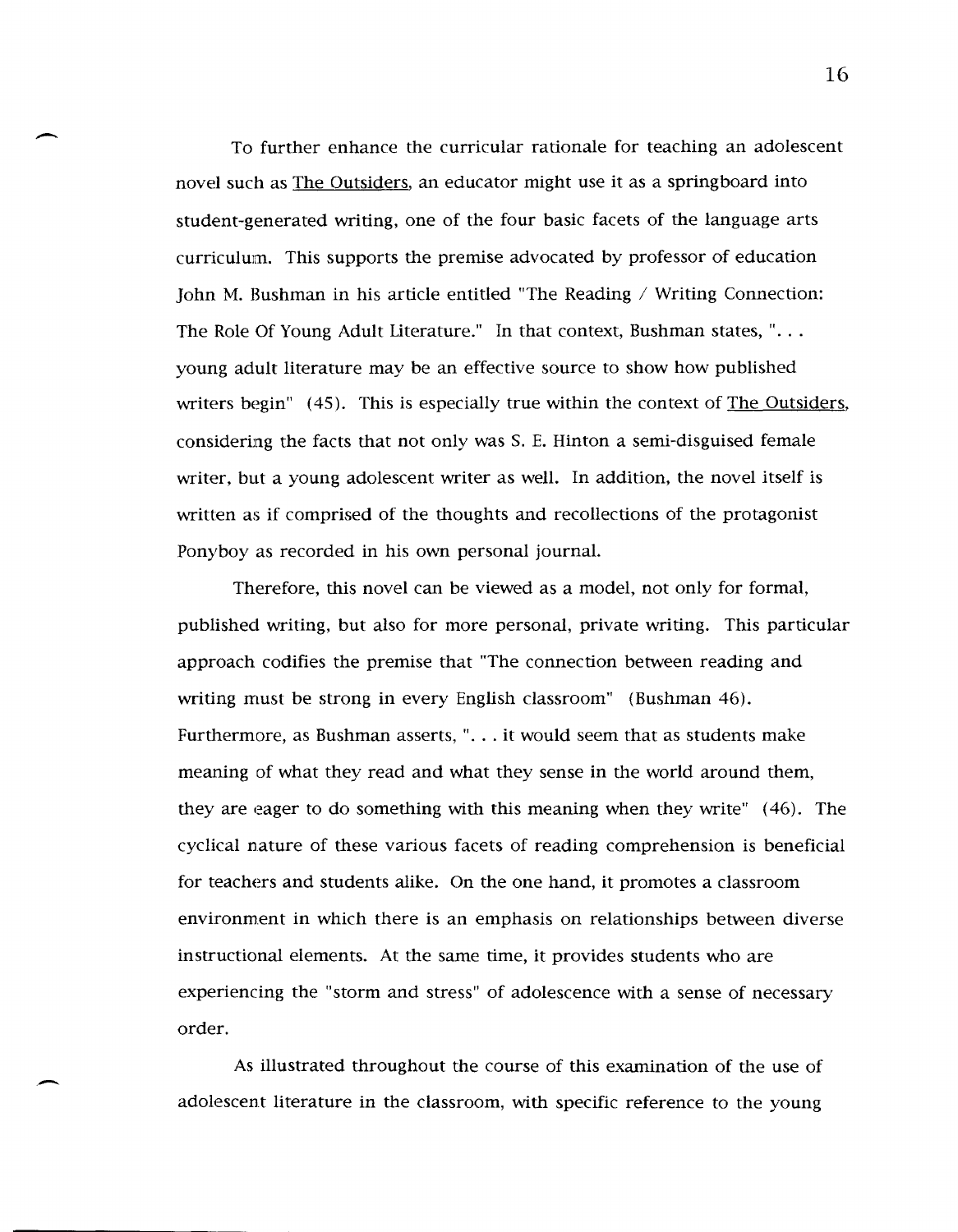To further enhance the curricular rationale for teaching an adolescent novel such as The Outsiders, an educator might use it as a springboard into student-generated writing, one of the four basic facets of the language arts curriculum. This supports the premise advocated by professor of education John M. Bushman in his article entitled "The Reading / Writing Connection: The Role Of Young Adult Literature." In that context, Bushman states, ". . . young adult literature may be an effective source to show how published writers begin" (45). This is especially true within the context of The Outsiders, considering the facts that not only was S. E. Hinton a semi-disguised female writer, but a young adolescent writer as well. In addition, the novel itself is written as if comprised of the thoughts and recollections of the protagonist Ponyboy as recorded in his own personal journal.

Therefore, this novel can be viewed as a model, not only for formal, published writing, but also for more personal, private writing. This particular approach codifies the premise that "The connection between reading and writing must be strong in every English classroom" (Bushman 46). Furthermore, as Bushman asserts, ". . . it would seem that as students make meaning of what they read and what they sense in the world around them, they are eager to do something with this meaning when they write" (46). The cyclical nature of these various facets of reading comprehension is beneficial for teachers and students alike. On the one hand, it promotes a classroom environment in which there is an emphasis on relationships between diverse instructional elements. At the same time, it provides students who are experiencing the "storm and stress" of adolescence with a sense of necessary order.

As illustrated throughout the course of this examination of the use of adolescent literature in the classroom, with specific reference to the young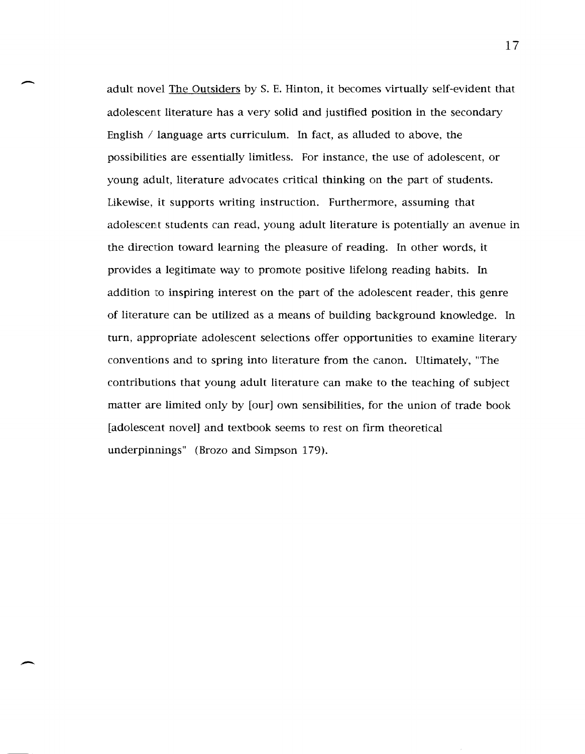adult novel The Outsiders by S. E. Hinton, it becomes virtually self-evident that adolescent literature has a very solid and justified position in the secondary English / language arts curriculum. In fact, as alluded to above, the possibilities are essentially limitless. For instance, the use of adolescent, or young adult, literature advocates critical thinking on the part of students. Likewise, it supports writing instruction. Furthermore, assuming that adolescent students can read, young adult literature is potentially an avenue in the direction toward learning the pleasure of reading. In other words, it provides a legitimate way to promote positive lifelong reading habits. In addition to inspiring interest on the part of the adolescent reader, this genre of literature can be utilized as a means of building background knowledge. In turn, appropriate adolescent selections offer opportunities to examine literary conventions and to spring into literature from the canon. Ultimately, "The contributions that young adult literature can make to the teaching of subject matter are limited only by [our] own sensibilities, for the union of trade book [adolescent novel] and textbook seems to rest on firm theoretical underpinnings" (Brozo and Simpson 179).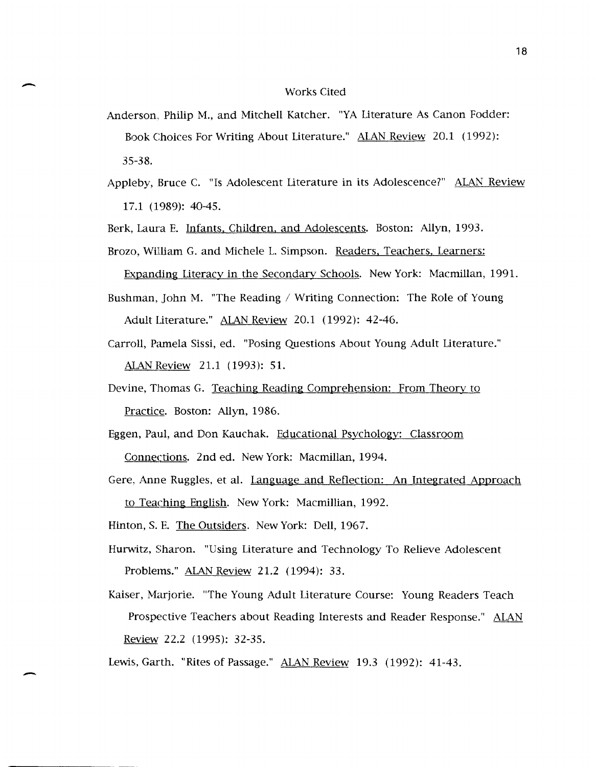# Works Cited

Anderson, Philip M., and Mitchell Katcher. "YA Literature As Canon Fodder: Book Choices For Writing About Literature." ALAN Review 20.1 (1992): 35-38.

Appleby, Bruce C. "Is Adolescent Literature in its Adolescence?" ALAN Review 17.1 (1989): 40-45.

Berk, Laura E. Infants, Children, and Adolescents. Boston: Allyn, 1993.

Brozo, William G. and Michele L. Simpson. Readers, Teachers, Learners: Expanding Literacy in the Secondary Schools. New York: Macmillan, 1991.

Bushman, John M. "The Reading / Writing Connection: The Role of Young Adult Literature." ALAN Review 20.1 (1992): 42-46.

Carroll, Pamela Sissi, ed. "Posing Questions About Young Adult Literature." ALAN Review 21.1 (1993): 51.

Devine, Thomas G. Teaching Reading Comprehension: From Theory to Practice. Boston: Allyn, 1986.

Eggen, Paul, and Don Kauchak. Educational Psychology: Classroom Connections. 2nd ed. New York: Macmillan, 1994.

Gere, Anne Ruggles, et al. Language and Reflection: An Integrated Approach to Teaching English. New York: Macmillian, 1992.

Hinton, S. E. The Outsiders. New York: Dell, 1967.

Hurwitz, Sharon. "Using Literature and Technology To Relieve Adolescent Problems." ALAN Review 21.2 (1994): 33.

Kaiser, Marjorie. "The Young Adult Literature Course: Young Readers Teach Prospective Teachers about Reading Interests and Reader Response." ALAN Review 22.2 (1995): 32-35.

Lewis, Garth. "Rites of Passage." ALAN Review 19.3 (1992): 41-43.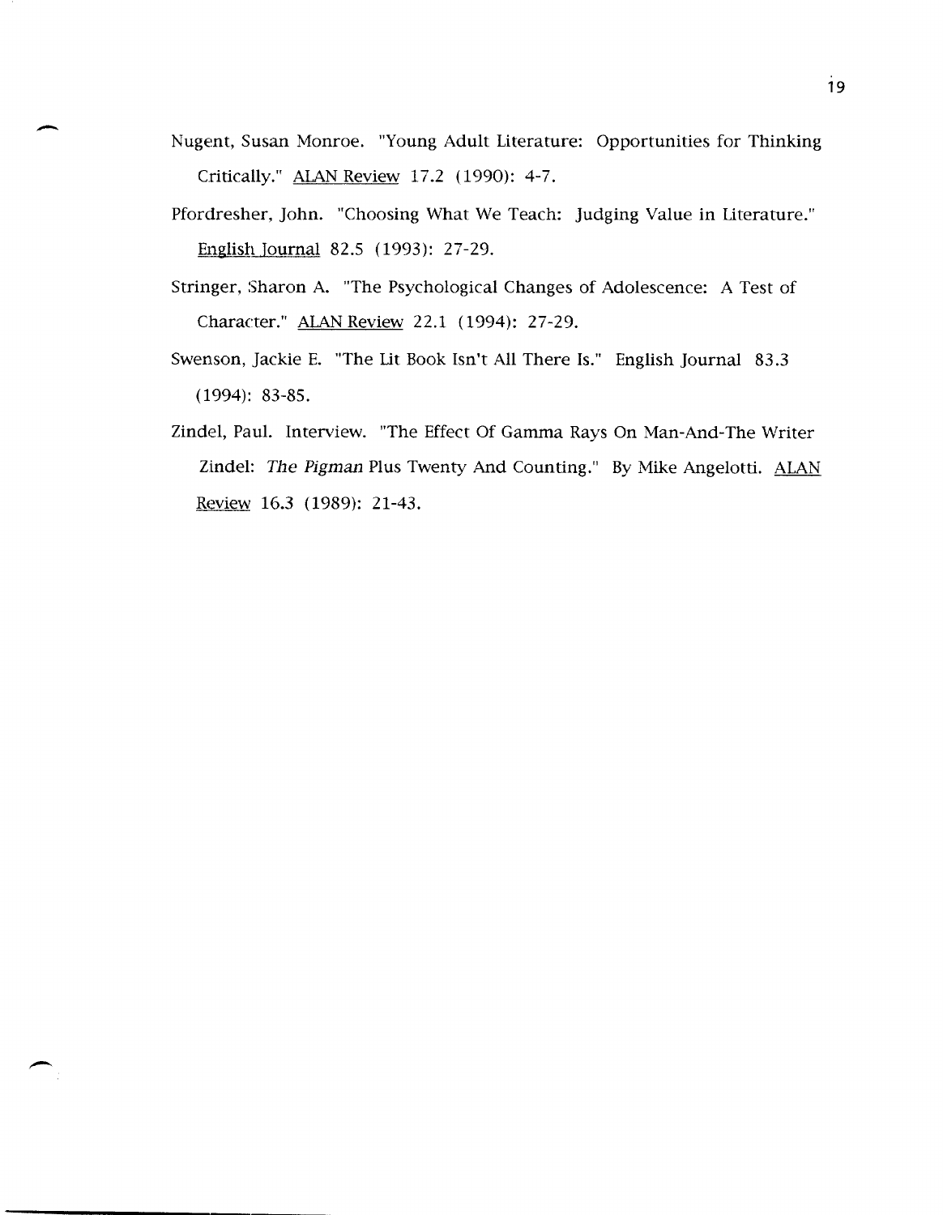Nugent, Susan Monroe. "Young Adult Literature: Opportunities for Thinking Critically." ALAN Review 17.2 (1990): 4-7.

Pfordresher, John. "Choosing What We Teach: Judging Value in Literature." English Journal 82.5 (1993): 27-29.

Stringer, Sharon A. "The Psychological Changes of Adolescence: A Test of Character." ALAN Review 22.1 (1994): 27-29.

Swenson, Jackie E. "The Lit Book Isn't All There Is." English Journal 83.3 (1994): 83-85.

Zindel, Paul. Interview. "The Effect Of Gamma Rays On Man-And-The Writer Zindel: *The Pigman* Plus Twenty And Counting." By Mike Angelotti. ALAN Review 16.3 (1989): 21-43.